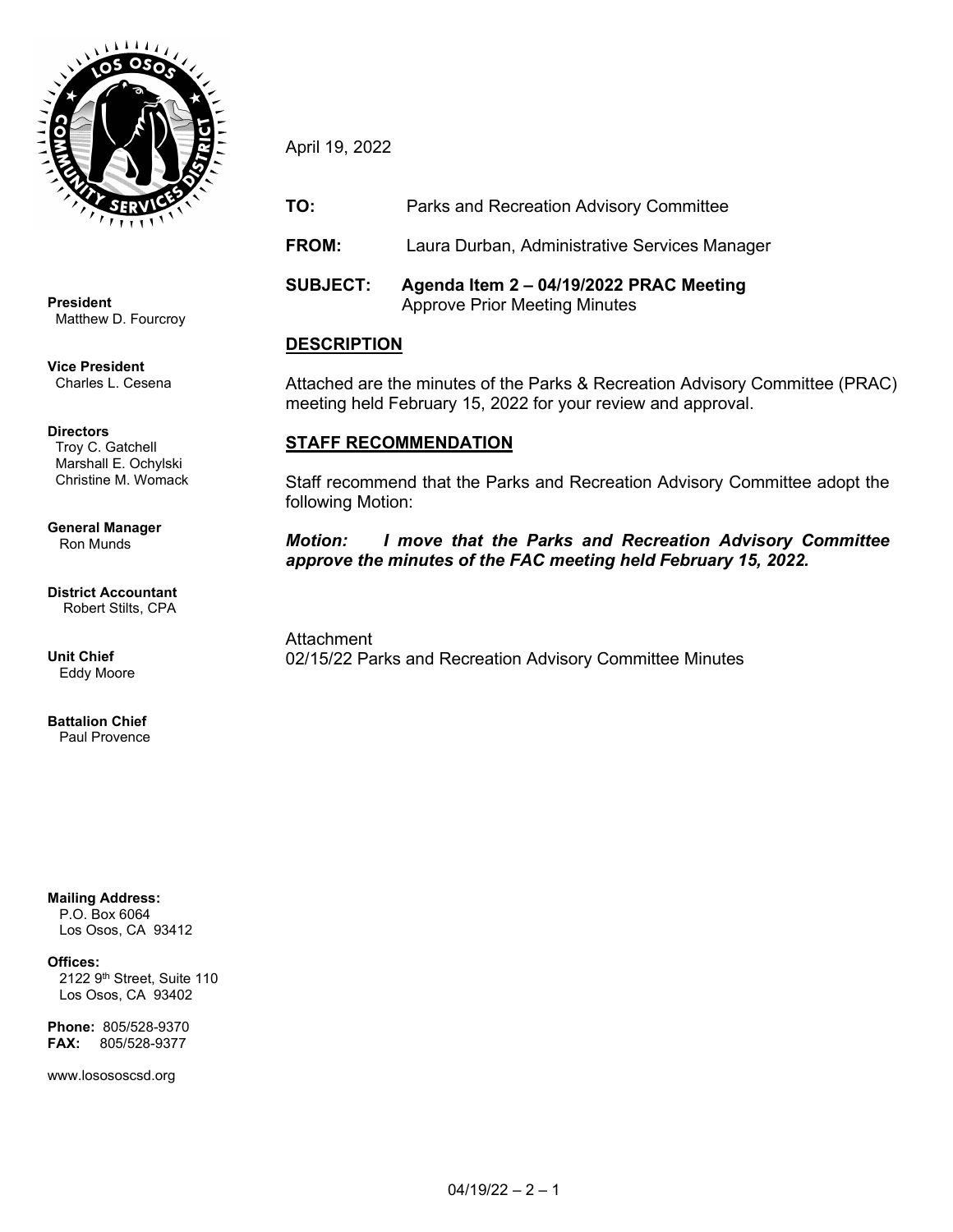**President**
Matthew D. Fourcroy

**Vice President**
Charles L. Cesena

**Directors**
Troy C. Gatchell
Marshall E. Ochylski
Christine M. Womack

**General Manager**
Ron Munds

**District Accountant**
Robert Stilts, CPA

**Unit Chief**
Eddy Moore

**Battalion Chief**
Paul Provence

**Mailing Address:**
P.O. Box 6064
Los Osos, CA 93412

**Offices:**
2122 9th Street, Suite 110
Los Osos, CA 93402

**Phone:** 805/528-9370
**FAX:** 805/528-9377

www.lososCSD.org

April 19, 2022

**TO:** Parks and Recreation Advisory Committee

**FROM:** Laura Durban, Administrative Services Manager

**SUBJECT:** **Agenda Item 2 – 04/19/2022 PRAC Meeting**
Approve Prior Meeting Minutes

## DESCRIPTION

Attached are the minutes of the Parks & Recreation Advisory Committee (PRAC) meeting held February 15, 2022 for your review and approval.

## STAFF RECOMMENDATION

Staff recommend that the Parks and Recreation Advisory Committee adopt the following Motion:

***Motion: I move that the Parks and Recreation Advisory Committee approve the minutes of the FAC meeting held February 15, 2022.***

Attachment
02/15/22 Parks and Recreation Advisory Committee Minutes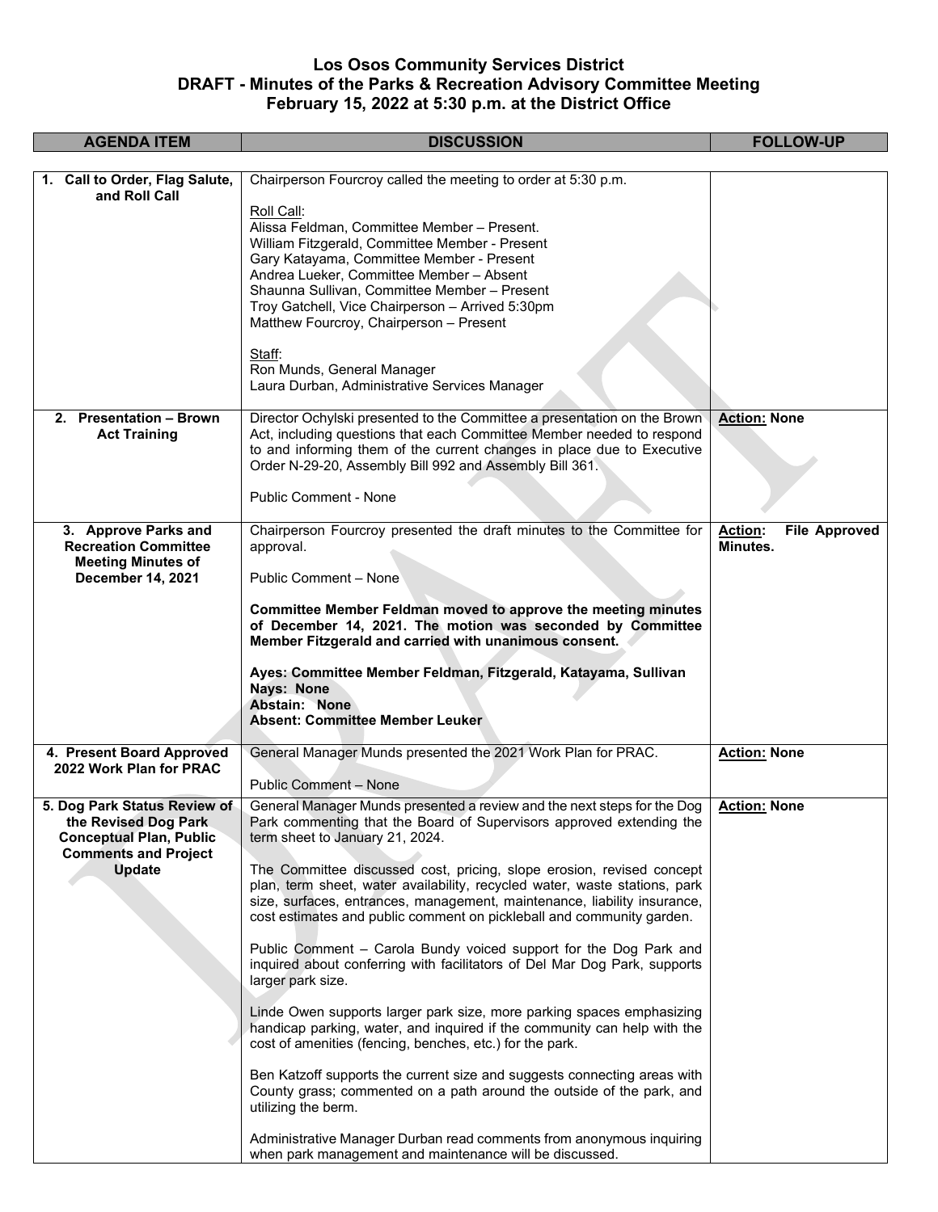## Los Osos Community Services District
## DRAFT - Minutes of the Parks & Recreation Advisory Committee Meeting
## February 15, 2022 at 5:30 p.m. at the District Office

| AGENDA ITEM | DISCUSSION | FOLLOW-UP |
|---|---|---|
| **1. Call to Order, Flag Salute, and Roll Call** | Chairperson Fourcroy called the meeting to order at 5:30 p.m.<br><br>Roll Call:<br>Alissa Feldman, Committee Member – Present.<br>William Fitzgerald, Committee Member - Present<br>Gary Katayama, Committee Member - Present<br>Andrea Lueker, Committee Member – Absent<br>Shaunna Sullivan, Committee Member – Present<br>Troy Gatchell, Vice Chairperson – Arrived 5:30pm<br>Matthew Fourcroy, Chairperson – Present<br><br>Staff:<br>Ron Munds, General Manager<br>Laura Durban, Administrative Services Manager | |
| **2. Presentation – Brown Act Training** | Director Ochylski presented to the Committee a presentation on the Brown Act, including questions that each Committee Member needed to respond to and informing them of the current changes in place due to Executive Order N-29-20, Assembly Bill 992 and Assembly Bill 361.<br><br>Public Comment - None | **Action: None** |
| **3. Approve Parks and Recreation Committee Meeting Minutes of December 14, 2021** | Chairperson Fourcroy presented the draft minutes to the Committee for approval.<br><br>Public Comment – None<br><br>**Committee Member Feldman moved to approve the meeting minutes of December 14, 2021. The motion was seconded by Committee Member Fitzgerald and carried with unanimous consent.**<br><br>**Ayes: Committee Member Feldman, Fitzgerald, Katayama, Sullivan**<br>**Nays: None**<br>**Abstain: None**<br>**Absent: Committee Member Leuker** | **Action: File Approved Minutes.** |
| **4. Present Board Approved 2022 Work Plan for PRAC** | General Manager Munds presented the 2021 Work Plan for PRAC.<br><br>Public Comment – None | **Action: None** |
| **5. Dog Park Status Review of the Revised Dog Park Conceptual Plan, Public Comments and Project Update** | General Manager Munds presented a review and the next steps for the Dog Park commenting that the Board of Supervisors approved extending the term sheet to January 21, 2024.<br><br>The Committee discussed cost, pricing, slope erosion, revised concept plan, term sheet, water availability, recycled water, waste stations, park size, surfaces, entrances, management, maintenance, liability insurance, cost estimates and public comment on pickleball and community garden.<br><br>Public Comment – Carola Bundy voiced support for the Dog Park and inquired about conferring with facilitators of Del Mar Dog Park, supports larger park size.<br><br>Linde Owen supports larger park size, more parking spaces emphasizing handicap parking, water, and inquired if the community can help with the cost of amenities (fencing, benches, etc.) for the park.<br><br>Ben Katzoff supports the current size and suggests connecting areas with County grass; commented on a path around the outside of the park, and utilizing the berm.<br><br>Administrative Manager Durban read comments from anonymous inquiring when park management and maintenance will be discussed. | **Action: None** |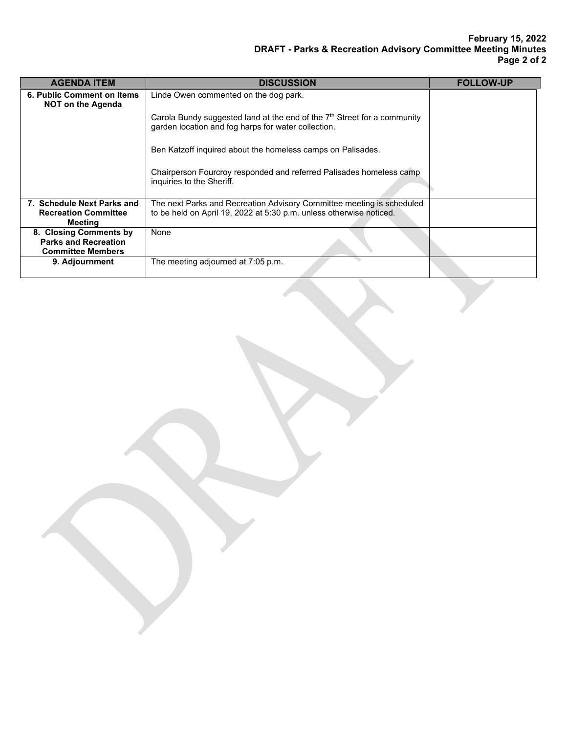| AGENDA ITEM | DISCUSSION | FOLLOW-UP |
|---|---|---|
| **6. Public Comment on Items NOT on the Agenda** | Linde Owen commented on the dog park.<br><br>Carola Bundy suggested land at the end of the 7th Street for a community garden location and fog harps for water collection.<br><br>Ben Katzoff inquired about the homeless camps on Palisades.<br><br>Chairperson Fourcroy responded and referred Palisades homeless camp inquiries to the Sheriff. | |
| **7. Schedule Next Parks and Recreation Committee Meeting** | The next Parks and Recreation Advisory Committee meeting is scheduled to be held on April 19, 2022 at 5:30 p.m. unless otherwise noticed. | |
| **8. Closing Comments by Parks and Recreation Committee Members** | None | |
| **9. Adjournment** | The meeting adjourned at 7:05 p.m. | |